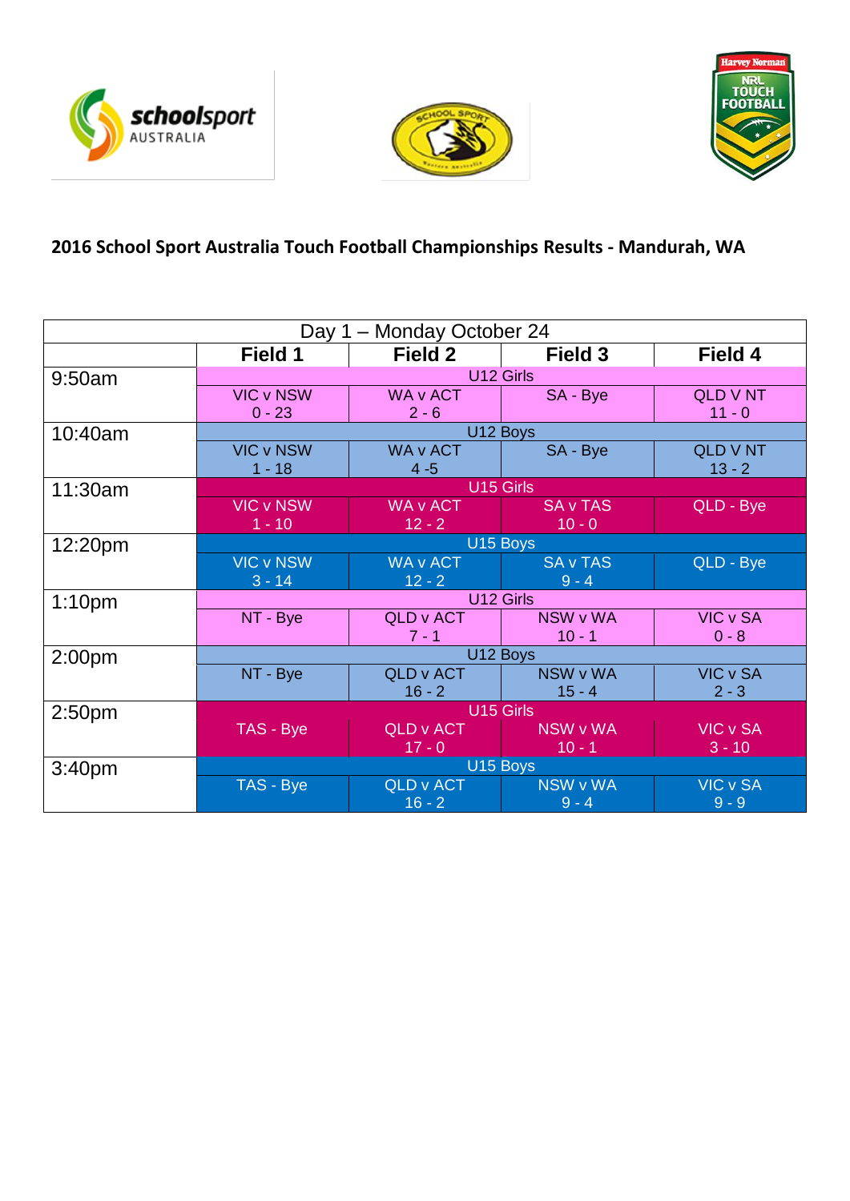## 2016 School Sport Australia Touch Football Championships Results - Mandurah, WA

| Day 1 – Monday October 24 | | | | |
|---|---|---|---|---|
| | **Field 1** | **Field 2** | **Field 3** | **Field 4** |
| 9:50am | U12 Girls | | | |
| | VIC v NSW<br>0 - 23 | WA v ACT<br>2 - 6 | SA - Bye | QLD V NT<br>11 - 0 |
| 10:40am | U12 Boys | | | |
| | VIC v NSW<br>1 - 18 | WA v ACT<br>4 -5 | SA - Bye | QLD V NT<br>13 - 2 |
| 11:30am | U15 Girls | | | |
| | VIC v NSW<br>1 - 10 | WA v ACT<br>12 - 2 | SA v TAS<br>10 - 0 | QLD - Bye |
| 12:20pm | U15 Boys | | | |
| | VIC v NSW<br>3 - 14 | WA v ACT<br>12 - 2 | SA v TAS<br>9 - 4 | QLD - Bye |
| 1:10pm | U12 Girls | | | |
| | NT - Bye | QLD v ACT<br>7 - 1 | NSW v WA<br>10 - 1 | VIC v SA<br>0 - 8 |
| 2:00pm | U12 Boys | | | |
| | NT - Bye | QLD v ACT<br>16 - 2 | NSW v WA<br>15 - 4 | VIC v SA<br>2 - 3 |
| 2:50pm | U15 Girls | | | |
| | TAS - Bye | QLD v ACT<br>17 - 0 | NSW v WA<br>10 - 1 | VIC v SA<br>3 - 10 |
| 3:40pm | U15 Boys | | | |
| | TAS - Bye | QLD v ACT<br>16 - 2 | NSW v WA<br>9 - 4 | VIC v SA<br>9 - 9 |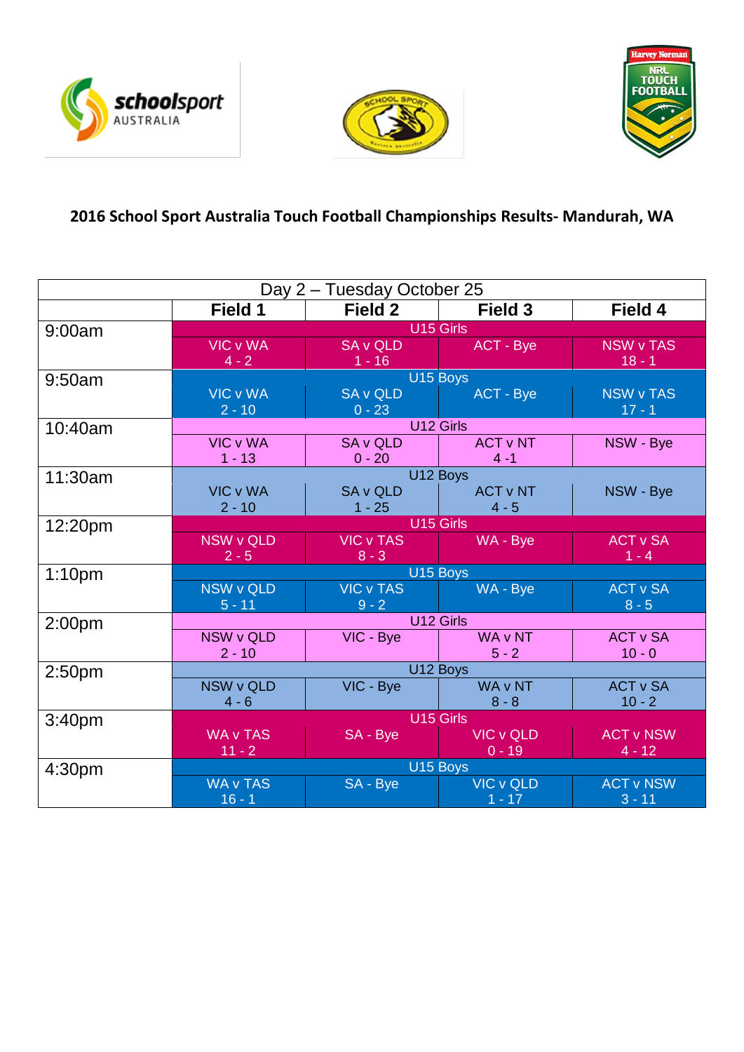## 2016 School Sport Australia Touch Football Championships Results- Mandurah, WA

| Day 2 – Tuesday October 25 | | | | |
|---|---|---|---|---|
| | **Field 1** | **Field 2** | **Field 3** | **Field 4** |
| 9:00am | U15 Girls | | | |
| | VIC v WA 4 - 2 | SA v QLD 1 - 16 | ACT - Bye | NSW v TAS 18 - 1 |
| 9:50am | U15 Boys | | | |
| | VIC v WA 2 - 10 | SA v QLD 0 - 23 | ACT - Bye | NSW v TAS 17 - 1 |
| 10:40am | U12 Girls | | | |
| | VIC v WA 1 - 13 | SA v QLD 0 - 20 | ACT v NT 4 -1 | NSW - Bye |
| 11:30am | U12 Boys | | | |
| | VIC v WA 2 - 10 | SA v QLD 1 - 25 | ACT v NT 4 - 5 | NSW - Bye |
| 12:20pm | U15 Girls | | | |
| | NSW v QLD 2 - 5 | VIC v TAS 8 - 3 | WA - Bye | ACT v SA 1 - 4 |
| 1:10pm | U15 Boys | | | |
| | NSW v QLD 5 - 11 | VIC v TAS 9 - 2 | WA - Bye | ACT v SA 8 - 5 |
| 2:00pm | U12 Girls | | | |
| | NSW v QLD 2 - 10 | VIC - Bye | WA v NT 5 - 2 | ACT v SA 10 - 0 |
| 2:50pm | U12 Boys | | | |
| | NSW v QLD 4 - 6 | VIC - Bye | WA v NT 8 - 8 | ACT v SA 10 - 2 |
| 3:40pm | U15 Girls | | | |
| | WA v TAS 11 - 2 | SA - Bye | VIC v QLD 0 - 19 | ACT v NSW 4 - 12 |
| 4:30pm | U15 Boys | | | |
| | WA v TAS 16 - 1 | SA - Bye | VIC v QLD 1 - 17 | ACT v NSW 3 - 11 |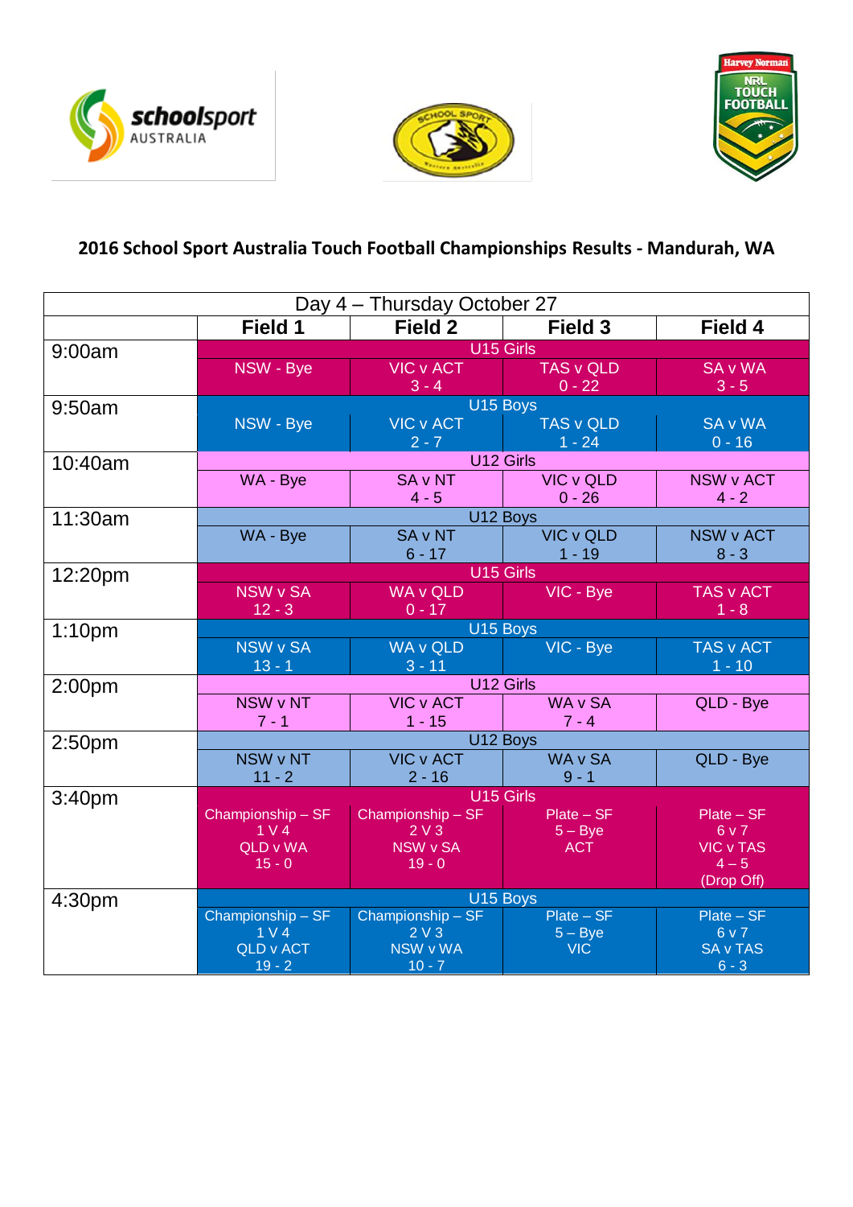## 2016 School Sport Australia Touch Football Championships Results - Mandurah, WA

| Day 4 – Thursday October 27 | | | | |
|---|---|---|---|---|
| | **Field 1** | **Field 2** | **Field 3** | **Field 4** |
| 9:00am | U15 Girls | | | |
| | NSW - Bye | VIC v ACT 3 - 4 | TAS v QLD 0 - 22 | SA v WA 3 - 5 |
| 9:50am | U15 Boys | | | |
| | NSW - Bye | VIC v ACT 2 - 7 | TAS v QLD 1 - 24 | SA v WA 0 - 16 |
| 10:40am | U12 Girls | | | |
| | WA - Bye | SA v NT 4 - 5 | VIC v QLD 0 - 26 | NSW v ACT 4 - 2 |
| 11:30am | U12 Boys | | | |
| | WA - Bye | SA v NT 6 - 17 | VIC v QLD 1 - 19 | NSW v ACT 8 - 3 |
| 12:20pm | U15 Girls | | | |
| | NSW v SA 12 - 3 | WA v QLD 0 - 17 | VIC - Bye | TAS v ACT 1 - 8 |
| 1:10pm | U15 Boys | | | |
| | NSW v SA 13 - 1 | WA v QLD 3 - 11 | VIC - Bye | TAS v ACT 1 - 10 |
| 2:00pm | U12 Girls | | | |
| | NSW v NT 7 - 1 | VIC v ACT 1 - 15 | WA v SA 7 - 4 | QLD - Bye |
| 2:50pm | U12 Boys | | | |
| | NSW v NT 11 - 2 | VIC v ACT 2 - 16 | WA v SA 9 - 1 | QLD - Bye |
| 3:40pm | U15 Girls | | | |
| | Championship – SF 1 V 4 QLD v WA 15 - 0 | Championship – SF 2 V 3 NSW v SA 19 - 0 | Plate – SF 5 – Bye ACT | Plate – SF 6 v 7 VIC v TAS 4 – 5 (Drop Off) |
| 4:30pm | U15 Boys | | | |
| | Championship – SF 1 V 4 QLD v ACT 19 - 2 | Championship – SF 2 V 3 NSW v WA 10 - 7 | Plate – SF 5 – Bye VIC | Plate – SF 6 v 7 SA v TAS 6 - 3 |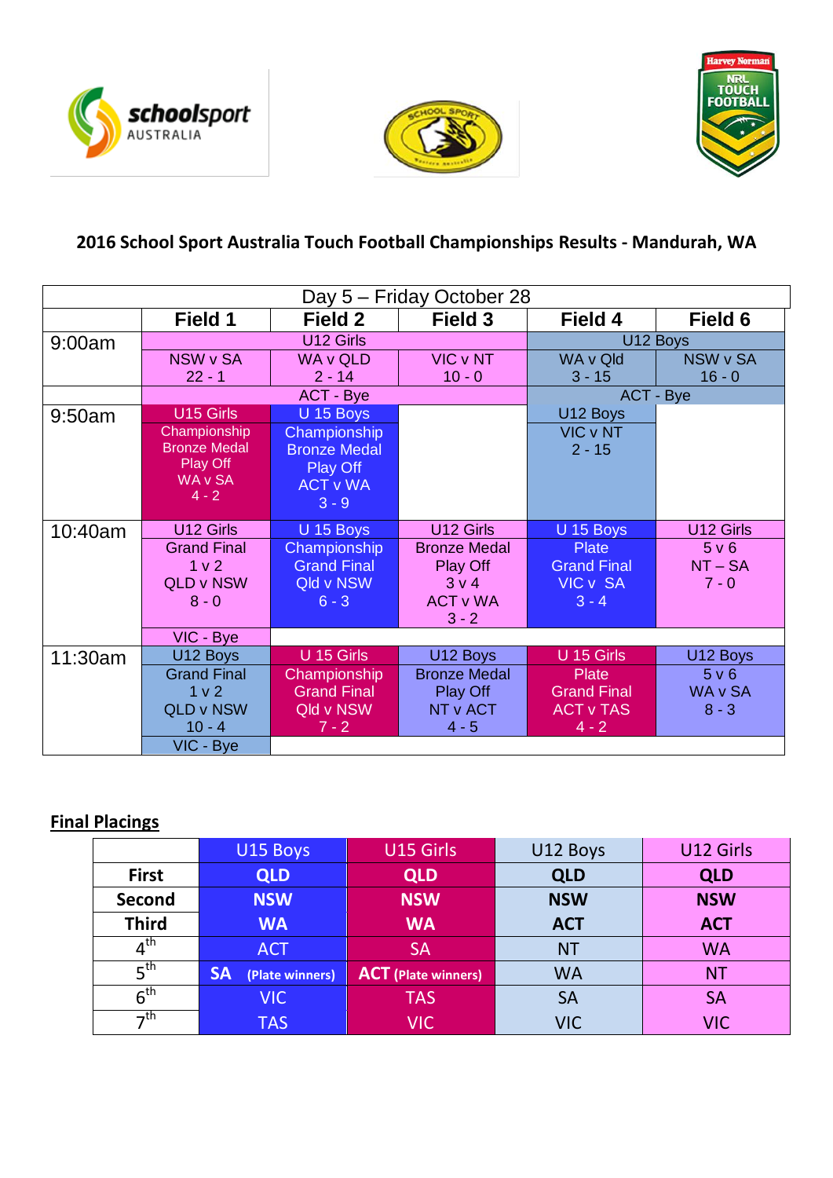## 2016 School Sport Australia Touch Football Championships Results - Mandurah, WA

| Day 5 – Friday October 28 | | | | | |
|---|---|---|---|---|---|
| | **Field 1** | **Field 2** | **Field 3** | **Field 4** | **Field 6** |
| 9:00am | U12 Girls | | | U12 Boys | |
| | NSW v SA 22 - 1 | WA v QLD 2 - 14 | VIC v NT 10 - 0 | WA v Qld 3 - 15 | NSW v SA 16 - 0 |
| | ACT - Bye | | | ACT - Bye | |
| 9:50am | U15 Girls Championship Bronze Medal Play Off WA v SA 4 - 2 | U 15 Boys Championship Bronze Medal Play Off ACT v WA 3 - 9 | | U12 Boys VIC v NT 2 - 15 | |
| 10:40am | U12 Girls Grand Final 1 v 2 QLD v NSW 8 - 0 | U 15 Boys Championship Grand Final Qld v NSW 6 - 3 | U12 Girls Bronze Medal Play Off 3 v 4 ACT v WA 3 - 2 | U 15 Boys Plate Grand Final VIC v SA 3 - 4 | U12 Girls 5 v 6 NT – SA 7 - 0 |
| | VIC - Bye | | | | |
| 11:30am | U12 Boys Grand Final 1 v 2 QLD v NSW 10 - 4 | U 15 Girls Championship Grand Final Qld v NSW 7 - 2 | U12 Boys Bronze Medal Play Off NT v ACT 4 - 5 | U 15 Girls Plate Grand Final ACT v TAS 4 - 2 | U12 Boys 5 v 6 WA v SA 8 - 3 |
| | VIC - Bye | | | | |

### Final Placings

| | U15 Boys | U15 Girls | U12 Boys | U12 Girls |
|---|---|---|---|---|
| **First** | **QLD** | **QLD** | **QLD** | **QLD** |
| **Second** | **NSW** | **NSW** | **NSW** | **NSW** |
| **Third** | **WA** | **WA** | **ACT** | **ACT** |
| 4th | ACT | SA | NT | WA |
| 5th | **SA (Plate winners)** | **ACT (Plate winners)** | WA | NT |
| 6th | VIC | TAS | SA | SA |
| 7th | TAS | VIC | VIC | VIC |